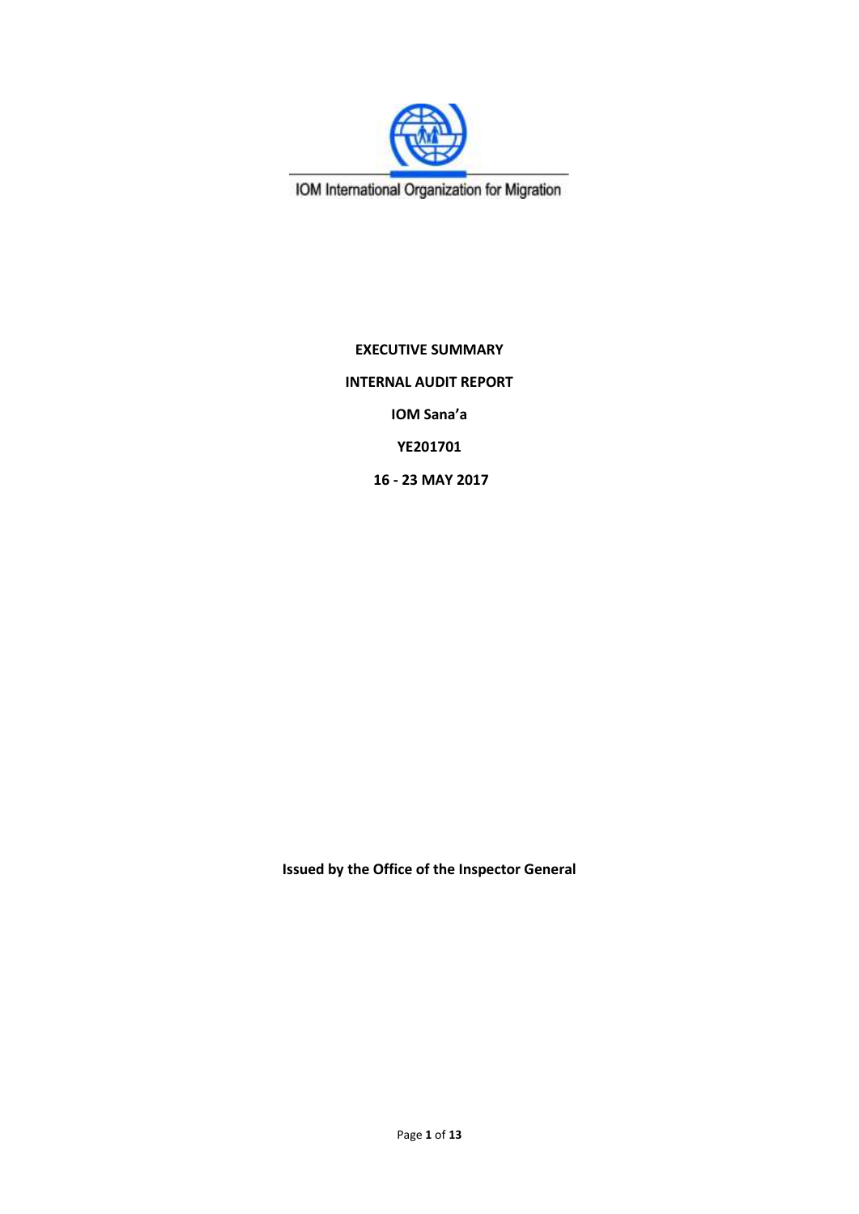IOM International Organization for Migration

**EXECUTIVE SUMMARY**

**INTERNAL AUDIT REPORT**

**IOM Sana'a**

**YE201701**

**16 - 23 MAY 2017**

**Issued by the Office of the Inspector General**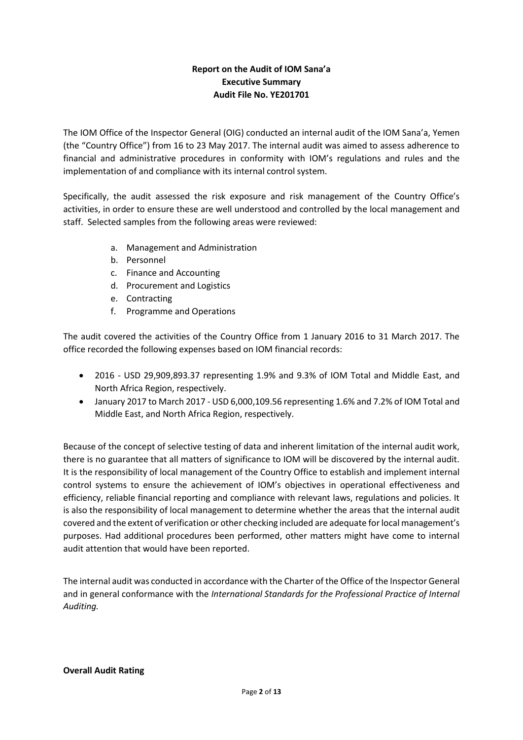**Report on the Audit of IOM Sana'a**
**Executive Summary**
**Audit File No. YE201701**

The IOM Office of the Inspector General (OIG) conducted an internal audit of the IOM Sana'a, Yemen (the "Country Office") from 16 to 23 May 2017. The internal audit was aimed to assess adherence to financial and administrative procedures in conformity with IOM's regulations and rules and the implementation of and compliance with its internal control system.

Specifically, the audit assessed the risk exposure and risk management of the Country Office's activities, in order to ensure these are well understood and controlled by the local management and staff. Selected samples from the following areas were reviewed:

a. Management and Administration
b. Personnel
c. Finance and Accounting
d. Procurement and Logistics
e. Contracting
f. Programme and Operations

The audit covered the activities of the Country Office from 1 January 2016 to 31 March 2017. The office recorded the following expenses based on IOM financial records:

- 2016 - USD 29,909,893.37 representing 1.9% and 9.3% of IOM Total and Middle East, and North Africa Region, respectively.
- January 2017 to March 2017 - USD 6,000,109.56 representing 1.6% and 7.2% of IOM Total and Middle East, and North Africa Region, respectively.

Because of the concept of selective testing of data and inherent limitation of the internal audit work, there is no guarantee that all matters of significance to IOM will be discovered by the internal audit. It is the responsibility of local management of the Country Office to establish and implement internal control systems to ensure the achievement of IOM's objectives in operational effectiveness and efficiency, reliable financial reporting and compliance with relevant laws, regulations and policies. It is also the responsibility of local management to determine whether the areas that the internal audit covered and the extent of verification or other checking included are adequate for local management's purposes. Had additional procedures been performed, other matters might have come to internal audit attention that would have been reported.

The internal audit was conducted in accordance with the Charter of the Office of the Inspector General and in general conformance with the *International Standards for the Professional Practice of Internal Auditing.*

**Overall Audit Rating**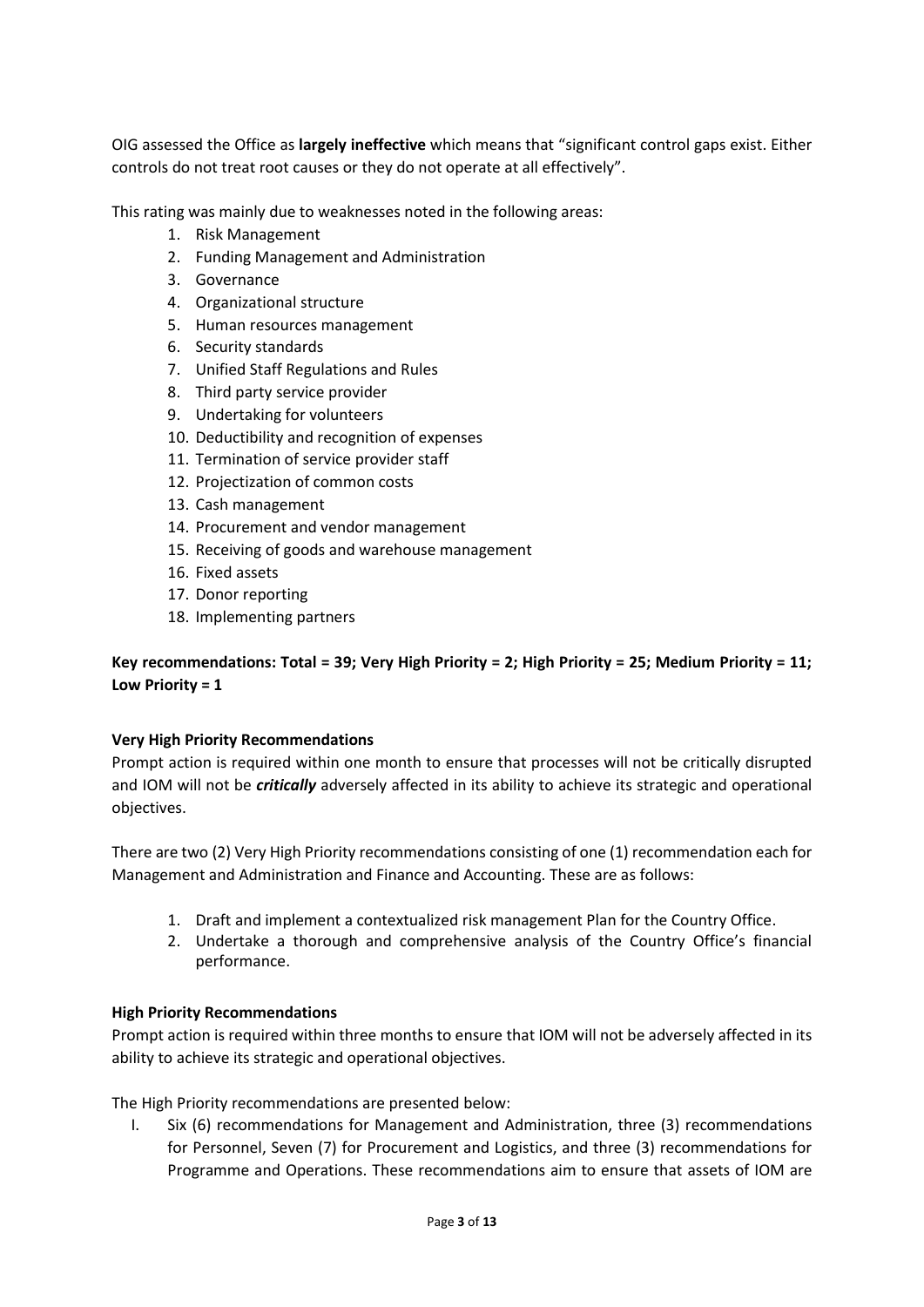OIG assessed the Office as **largely ineffective** which means that "significant control gaps exist. Either controls do not treat root causes or they do not operate at all effectively".

This rating was mainly due to weaknesses noted in the following areas:

1. Risk Management
2. Funding Management and Administration
3. Governance
4. Organizational structure
5. Human resources management
6. Security standards
7. Unified Staff Regulations and Rules
8. Third party service provider
9. Undertaking for volunteers
10. Deductibility and recognition of expenses
11. Termination of service provider staff
12. Projectization of common costs
13. Cash management
14. Procurement and vendor management
15. Receiving of goods and warehouse management
16. Fixed assets
17. Donor reporting
18. Implementing partners

**Key recommendations: Total = 39; Very High Priority = 2; High Priority = 25; Medium Priority = 11; Low Priority = 1**

**Very High Priority Recommendations**

Prompt action is required within one month to ensure that processes will not be critically disrupted and IOM will not be ***critically*** adversely affected in its ability to achieve its strategic and operational objectives.

There are two (2) Very High Priority recommendations consisting of one (1) recommendation each for Management and Administration and Finance and Accounting. These are as follows:

1. Draft and implement a contextualized risk management Plan for the Country Office.
2. Undertake a thorough and comprehensive analysis of the Country Office's financial performance.

**High Priority Recommendations**

Prompt action is required within three months to ensure that IOM will not be adversely affected in its ability to achieve its strategic and operational objectives.

The High Priority recommendations are presented below:

I. Six (6) recommendations for Management and Administration, three (3) recommendations for Personnel, Seven (7) for Procurement and Logistics, and three (3) recommendations for Programme and Operations. These recommendations aim to ensure that assets of IOM are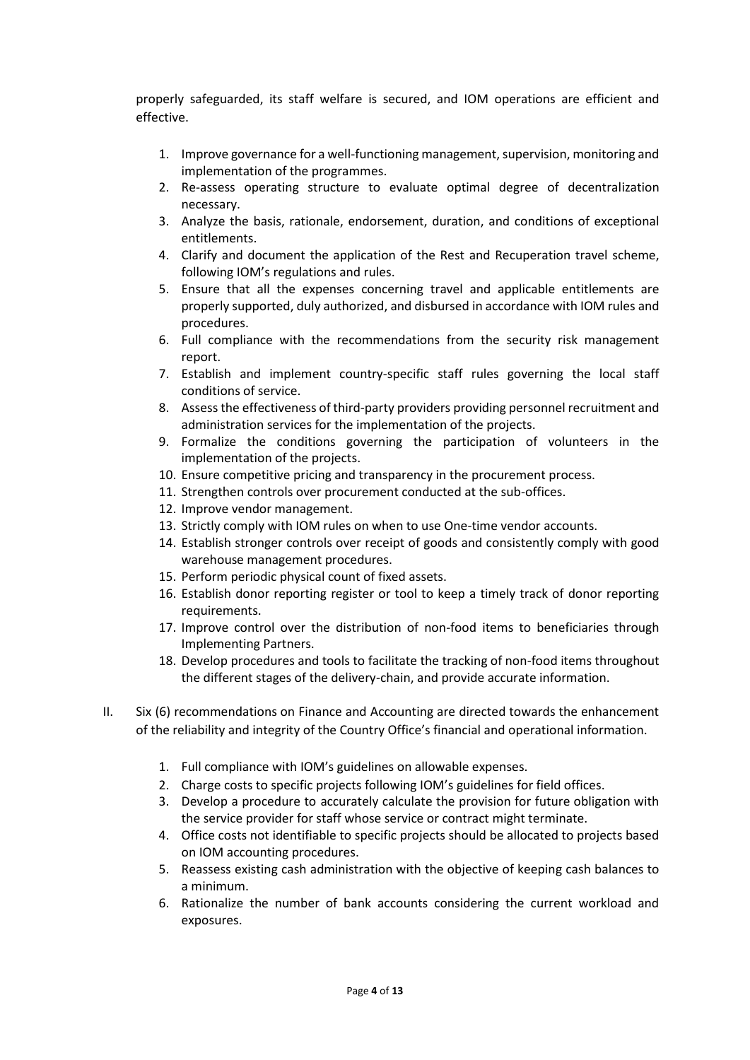properly safeguarded, its staff welfare is secured, and IOM operations are efficient and effective.

1. Improve governance for a well-functioning management, supervision, monitoring and implementation of the programmes.
2. Re-assess operating structure to evaluate optimal degree of decentralization necessary.
3. Analyze the basis, rationale, endorsement, duration, and conditions of exceptional entitlements.
4. Clarify and document the application of the Rest and Recuperation travel scheme, following IOM's regulations and rules.
5. Ensure that all the expenses concerning travel and applicable entitlements are properly supported, duly authorized, and disbursed in accordance with IOM rules and procedures.
6. Full compliance with the recommendations from the security risk management report.
7. Establish and implement country-specific staff rules governing the local staff conditions of service.
8. Assess the effectiveness of third-party providers providing personnel recruitment and administration services for the implementation of the projects.
9. Formalize the conditions governing the participation of volunteers in the implementation of the projects.
10. Ensure competitive pricing and transparency in the procurement process.
11. Strengthen controls over procurement conducted at the sub-offices.
12. Improve vendor management.
13. Strictly comply with IOM rules on when to use One-time vendor accounts.
14. Establish stronger controls over receipt of goods and consistently comply with good warehouse management procedures.
15. Perform periodic physical count of fixed assets.
16. Establish donor reporting register or tool to keep a timely track of donor reporting requirements.
17. Improve control over the distribution of non-food items to beneficiaries through Implementing Partners.
18. Develop procedures and tools to facilitate the tracking of non-food items throughout the different stages of the delivery-chain, and provide accurate information.

II. Six (6) recommendations on Finance and Accounting are directed towards the enhancement of the reliability and integrity of the Country Office's financial and operational information.

1. Full compliance with IOM's guidelines on allowable expenses.
2. Charge costs to specific projects following IOM's guidelines for field offices.
3. Develop a procedure to accurately calculate the provision for future obligation with the service provider for staff whose service or contract might terminate.
4. Office costs not identifiable to specific projects should be allocated to projects based on IOM accounting procedures.
5. Reassess existing cash administration with the objective of keeping cash balances to a minimum.
6. Rationalize the number of bank accounts considering the current workload and exposures.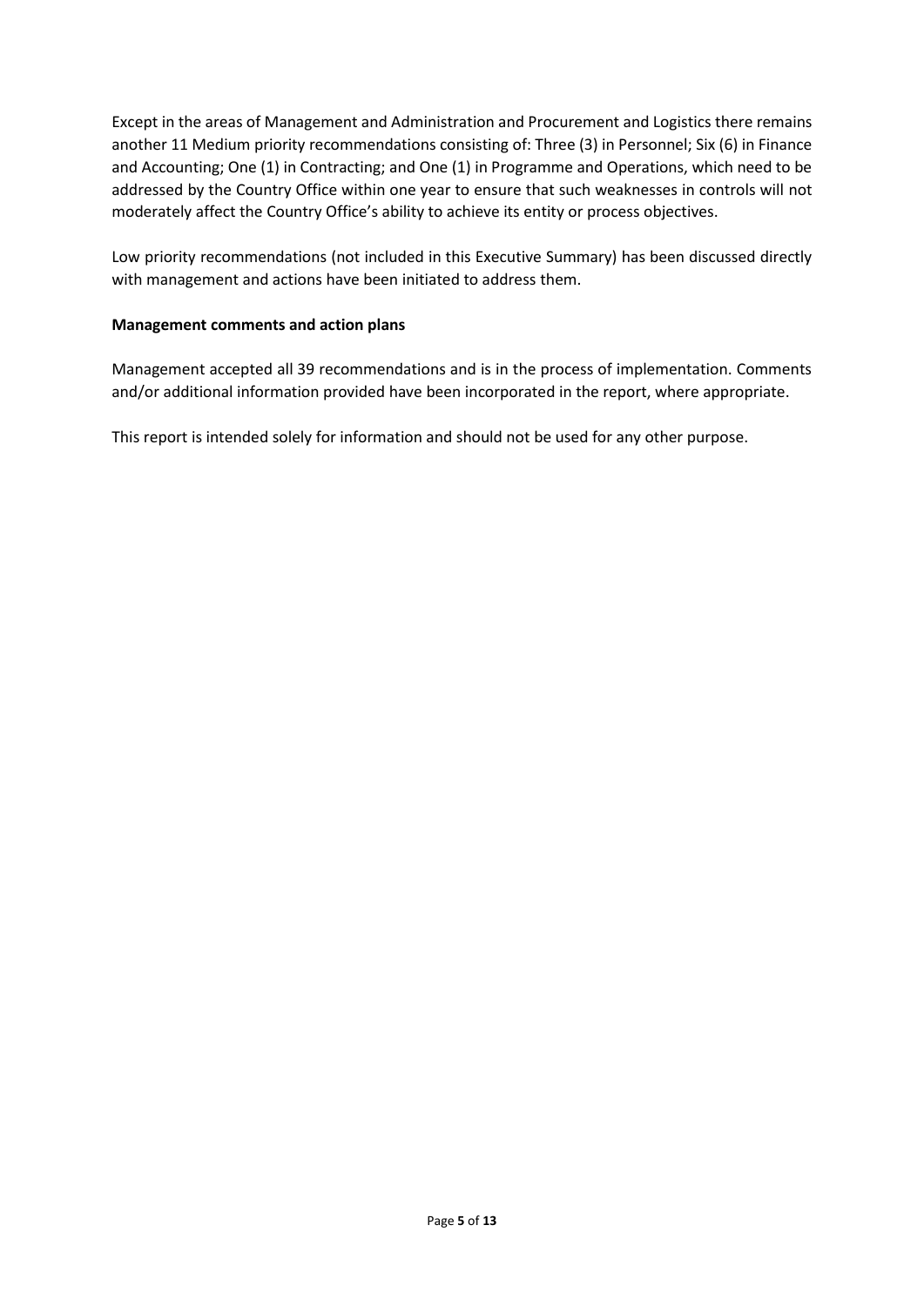Except in the areas of Management and Administration and Procurement and Logistics there remains another 11 Medium priority recommendations consisting of: Three (3) in Personnel; Six (6) in Finance and Accounting; One (1) in Contracting; and One (1) in Programme and Operations, which need to be addressed by the Country Office within one year to ensure that such weaknesses in controls will not moderately affect the Country Office's ability to achieve its entity or process objectives.

Low priority recommendations (not included in this Executive Summary) has been discussed directly with management and actions have been initiated to address them.

**Management comments and action plans**

Management accepted all 39 recommendations and is in the process of implementation. Comments and/or additional information provided have been incorporated in the report, where appropriate.

This report is intended solely for information and should not be used for any other purpose.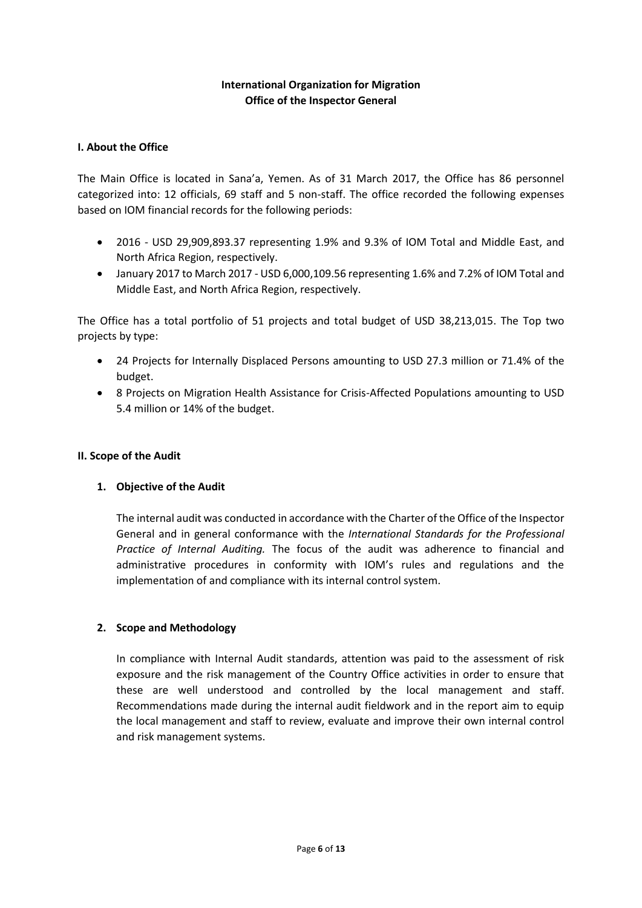**International Organization for Migration**
**Office of the Inspector General**

## I. About the Office

The Main Office is located in Sana'a, Yemen. As of 31 March 2017, the Office has 86 personnel categorized into: 12 officials, 69 staff and 5 non-staff. The office recorded the following expenses based on IOM financial records for the following periods:

- 2016 - USD 29,909,893.37 representing 1.9% and 9.3% of IOM Total and Middle East, and North Africa Region, respectively.
- January 2017 to March 2017 - USD 6,000,109.56 representing 1.6% and 7.2% of IOM Total and Middle East, and North Africa Region, respectively.

The Office has a total portfolio of 51 projects and total budget of USD 38,213,015. The Top two projects by type:

- 24 Projects for Internally Displaced Persons amounting to USD 27.3 million or 71.4% of the budget.
- 8 Projects on Migration Health Assistance for Crisis-Affected Populations amounting to USD 5.4 million or 14% of the budget.

## II. Scope of the Audit

### 1. Objective of the Audit

The internal audit was conducted in accordance with the Charter of the Office of the Inspector General and in general conformance with the *International Standards for the Professional Practice of Internal Auditing.* The focus of the audit was adherence to financial and administrative procedures in conformity with IOM's rules and regulations and the implementation of and compliance with its internal control system.

### 2. Scope and Methodology

In compliance with Internal Audit standards, attention was paid to the assessment of risk exposure and the risk management of the Country Office activities in order to ensure that these are well understood and controlled by the local management and staff. Recommendations made during the internal audit fieldwork and in the report aim to equip the local management and staff to review, evaluate and improve their own internal control and risk management systems.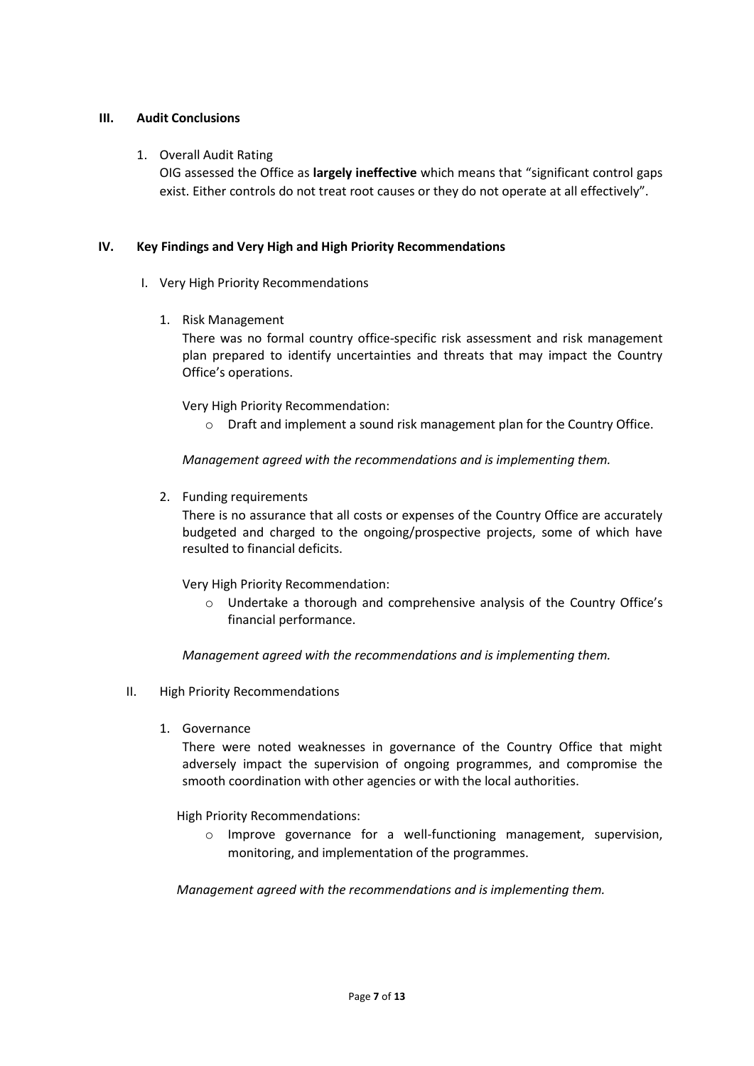## III. Audit Conclusions

1. Overall Audit Rating

   OIG assessed the Office as **largely ineffective** which means that "significant control gaps exist. Either controls do not treat root causes or they do not operate at all effectively".

## IV. Key Findings and Very High and High Priority Recommendations

### I. Very High Priority Recommendations

1. Risk Management

   There was no formal country office-specific risk assessment and risk management plan prepared to identify uncertainties and threats that may impact the Country Office's operations.

   Very High Priority Recommendation:

   - Draft and implement a sound risk management plan for the Country Office.

   *Management agreed with the recommendations and is implementing them.*

2. Funding requirements

   There is no assurance that all costs or expenses of the Country Office are accurately budgeted and charged to the ongoing/prospective projects, some of which have resulted to financial deficits.

   Very High Priority Recommendation:

   - Undertake a thorough and comprehensive analysis of the Country Office's financial performance.

   *Management agreed with the recommendations and is implementing them.*

### II. High Priority Recommendations

1. Governance

   There were noted weaknesses in governance of the Country Office that might adversely impact the supervision of ongoing programmes, and compromise the smooth coordination with other agencies or with the local authorities.

   High Priority Recommendations:

   - Improve governance for a well-functioning management, supervision, monitoring, and implementation of the programmes.

   *Management agreed with the recommendations and is implementing them.*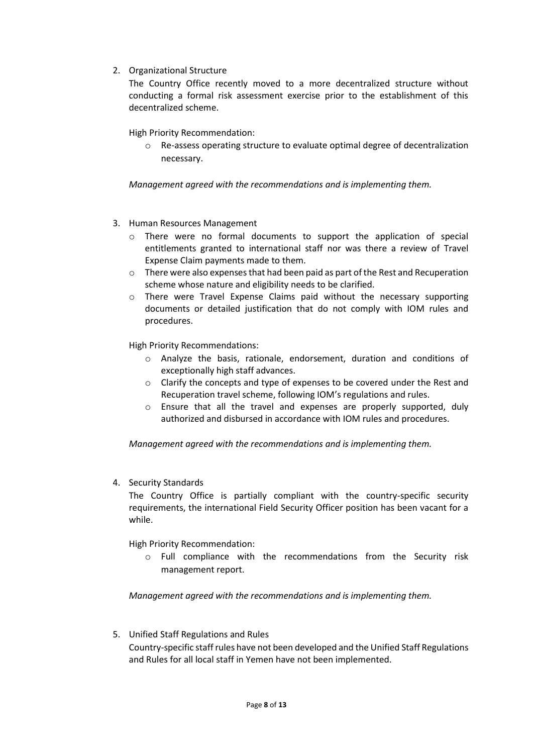2. Organizational Structure

   The Country Office recently moved to a more decentralized structure without conducting a formal risk assessment exercise prior to the establishment of this decentralized scheme.

   High Priority Recommendation:

   - Re-assess operating structure to evaluate optimal degree of decentralization necessary.

   *Management agreed with the recommendations and is implementing them.*

3. Human Resources Management

   - There were no formal documents to support the application of special entitlements granted to international staff nor was there a review of Travel Expense Claim payments made to them.
   - There were also expenses that had been paid as part of the Rest and Recuperation scheme whose nature and eligibility needs to be clarified.
   - There were Travel Expense Claims paid without the necessary supporting documents or detailed justification that do not comply with IOM rules and procedures.

   High Priority Recommendations:

   - Analyze the basis, rationale, endorsement, duration and conditions of exceptionally high staff advances.
   - Clarify the concepts and type of expenses to be covered under the Rest and Recuperation travel scheme, following IOM's regulations and rules.
   - Ensure that all the travel and expenses are properly supported, duly authorized and disbursed in accordance with IOM rules and procedures.

   *Management agreed with the recommendations and is implementing them.*

4. Security Standards

   The Country Office is partially compliant with the country-specific security requirements, the international Field Security Officer position has been vacant for a while.

   High Priority Recommendation:

   - Full compliance with the recommendations from the Security risk management report.

   *Management agreed with the recommendations and is implementing them.*

5. Unified Staff Regulations and Rules

   Country-specific staff rules have not been developed and the Unified Staff Regulations and Rules for all local staff in Yemen have not been implemented.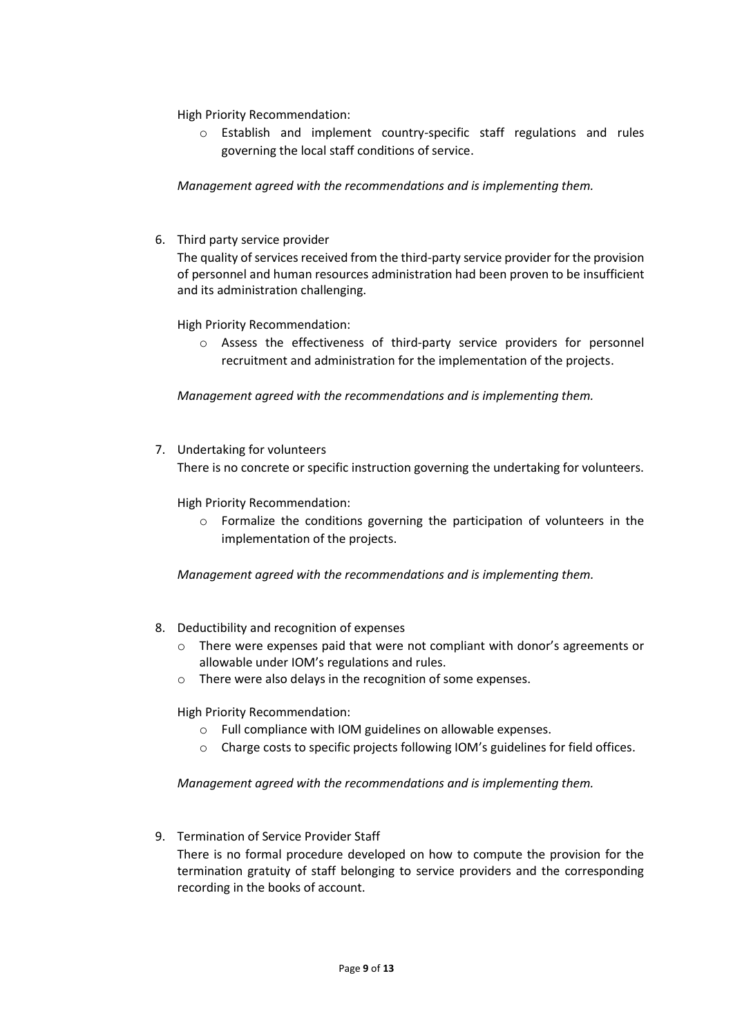High Priority Recommendation:

- Establish and implement country-specific staff regulations and rules governing the local staff conditions of service.

*Management agreed with the recommendations and is implementing them.*

6. Third party service provider

   The quality of services received from the third-party service provider for the provision of personnel and human resources administration had been proven to be insufficient and its administration challenging.

   High Priority Recommendation:

   - Assess the effectiveness of third-party service providers for personnel recruitment and administration for the implementation of the projects.

   *Management agreed with the recommendations and is implementing them.*

7. Undertaking for volunteers

   There is no concrete or specific instruction governing the undertaking for volunteers.

   High Priority Recommendation:

   - Formalize the conditions governing the participation of volunteers in the implementation of the projects.

   *Management agreed with the recommendations and is implementing them.*

8. Deductibility and recognition of expenses

   - There were expenses paid that were not compliant with donor's agreements or allowable under IOM's regulations and rules.
   - There were also delays in the recognition of some expenses.

   High Priority Recommendation:

   - Full compliance with IOM guidelines on allowable expenses.
   - Charge costs to specific projects following IOM's guidelines for field offices.

   *Management agreed with the recommendations and is implementing them.*

9. Termination of Service Provider Staff

   There is no formal procedure developed on how to compute the provision for the termination gratuity of staff belonging to service providers and the corresponding recording in the books of account.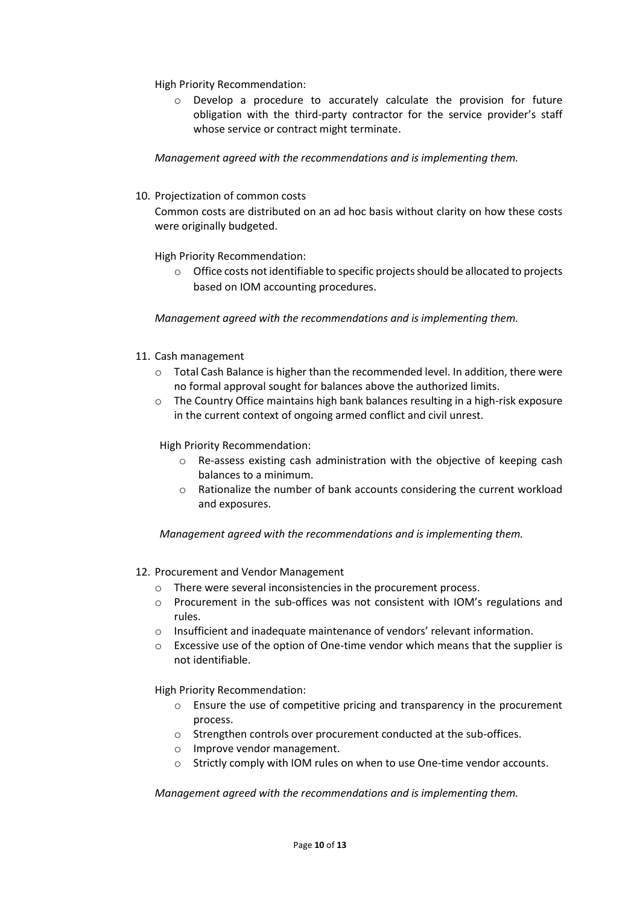High Priority Recommendation:

- Develop a procedure to accurately calculate the provision for future obligation with the third-party contractor for the service provider's staff whose service or contract might terminate.

*Management agreed with the recommendations and is implementing them.*

10. Projectization of common costs

Common costs are distributed on an ad hoc basis without clarity on how these costs were originally budgeted.

High Priority Recommendation:

- Office costs not identifiable to specific projects should be allocated to projects based on IOM accounting procedures.

*Management agreed with the recommendations and is implementing them.*

11. Cash management
    - Total Cash Balance is higher than the recommended level. In addition, there were no formal approval sought for balances above the authorized limits.
    - The Country Office maintains high bank balances resulting in a high-risk exposure in the current context of ongoing armed conflict and civil unrest.

High Priority Recommendation:

- Re-assess existing cash administration with the objective of keeping cash balances to a minimum.
- Rationalize the number of bank accounts considering the current workload and exposures.

*Management agreed with the recommendations and is implementing them.*

12. Procurement and Vendor Management
    - There were several inconsistencies in the procurement process.
    - Procurement in the sub-offices was not consistent with IOM's regulations and rules.
    - Insufficient and inadequate maintenance of vendors' relevant information.
    - Excessive use of the option of One-time vendor which means that the supplier is not identifiable.

High Priority Recommendation:

- Ensure the use of competitive pricing and transparency in the procurement process.
- Strengthen controls over procurement conducted at the sub-offices.
- Improve vendor management.
- Strictly comply with IOM rules on when to use One-time vendor accounts.

*Management agreed with the recommendations and is implementing them.*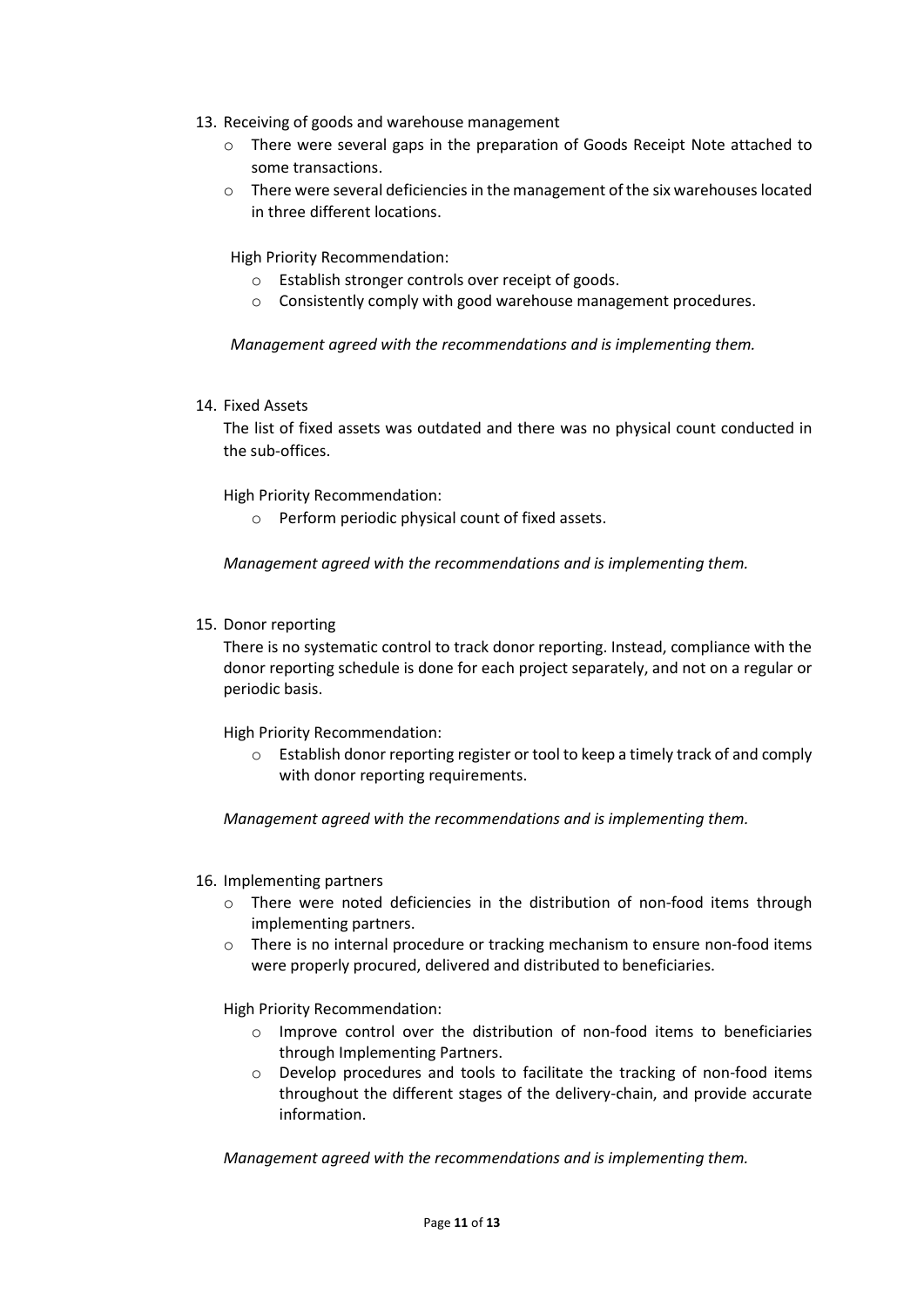13. Receiving of goods and warehouse management
    - There were several gaps in the preparation of Goods Receipt Note attached to some transactions.
    - There were several deficiencies in the management of the six warehouses located in three different locations.

    High Priority Recommendation:
    - Establish stronger controls over receipt of goods.
    - Consistently comply with good warehouse management procedures.

    *Management agreed with the recommendations and is implementing them.*

14. Fixed Assets

    The list of fixed assets was outdated and there was no physical count conducted in the sub-offices.

    High Priority Recommendation:
    - Perform periodic physical count of fixed assets.

    *Management agreed with the recommendations and is implementing them.*

15. Donor reporting

    There is no systematic control to track donor reporting. Instead, compliance with the donor reporting schedule is done for each project separately, and not on a regular or periodic basis.

    High Priority Recommendation:
    - Establish donor reporting register or tool to keep a timely track of and comply with donor reporting requirements.

    *Management agreed with the recommendations and is implementing them.*

16. Implementing partners
    - There were noted deficiencies in the distribution of non-food items through implementing partners.
    - There is no internal procedure or tracking mechanism to ensure non-food items were properly procured, delivered and distributed to beneficiaries.

    High Priority Recommendation:
    - Improve control over the distribution of non-food items to beneficiaries through Implementing Partners.
    - Develop procedures and tools to facilitate the tracking of non-food items throughout the different stages of the delivery-chain, and provide accurate information.

    *Management agreed with the recommendations and is implementing them.*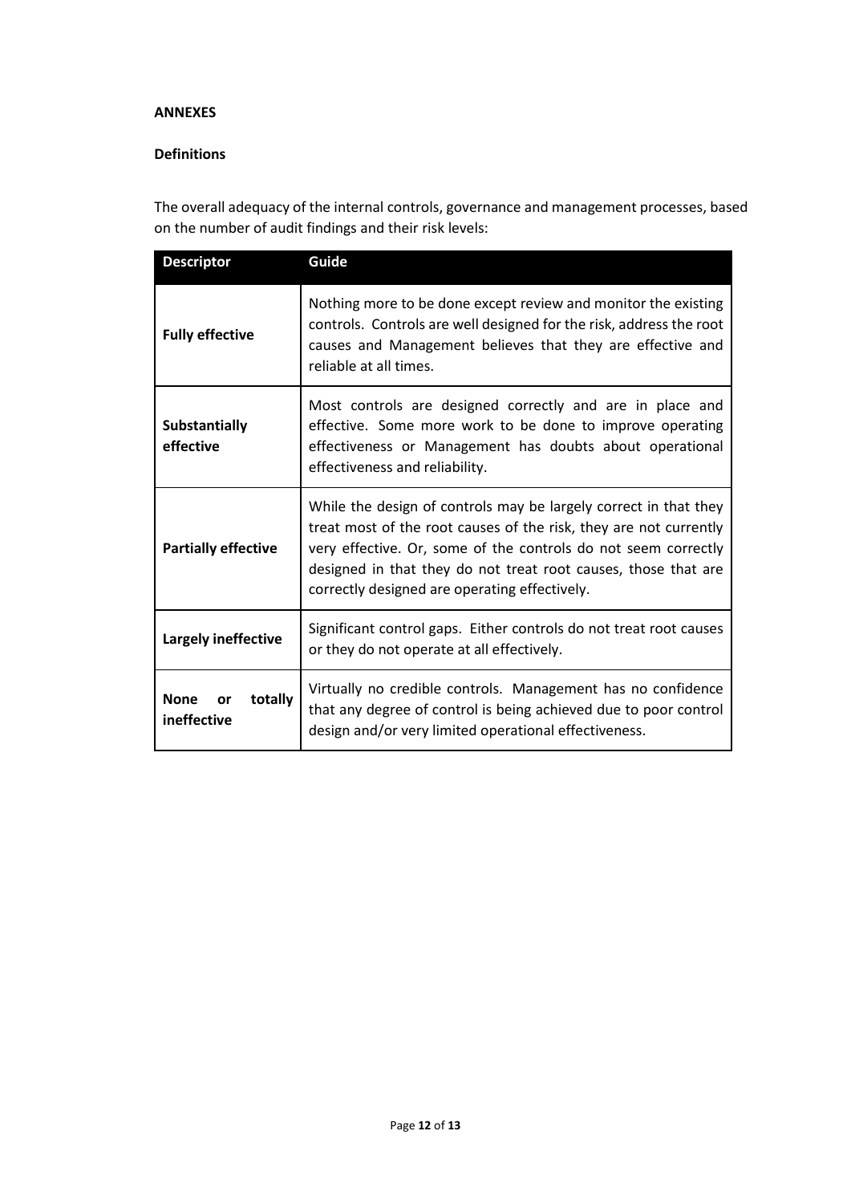**ANNEXES**

**Definitions**

The overall adequacy of the internal controls, governance and management processes, based on the number of audit findings and their risk levels:

| Descriptor | Guide |
|---|---|
| **Fully effective** | Nothing more to be done except review and monitor the existing controls. Controls are well designed for the risk, address the root causes and Management believes that they are effective and reliable at all times. |
| **Substantially effective** | Most controls are designed correctly and are in place and effective. Some more work to be done to improve operating effectiveness or Management has doubts about operational effectiveness and reliability. |
| **Partially effective** | While the design of controls may be largely correct in that they treat most of the root causes of the risk, they are not currently very effective. Or, some of the controls do not seem correctly designed in that they do not treat root causes, those that are correctly designed are operating effectively. |
| **Largely ineffective** | Significant control gaps. Either controls do not treat root causes or they do not operate at all effectively. |
| **None or totally ineffective** | Virtually no credible controls. Management has no confidence that any degree of control is being achieved due to poor control design and/or very limited operational effectiveness. |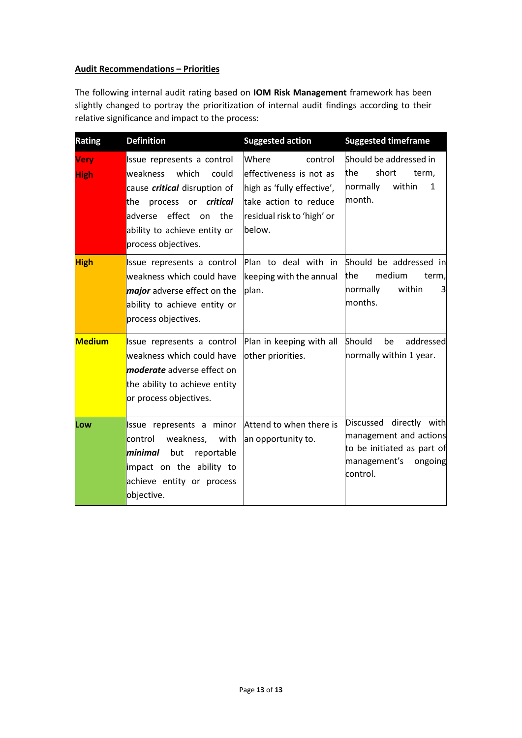**Audit Recommendations – Priorities**

The following internal audit rating based on **IOM Risk Management** framework has been slightly changed to portray the prioritization of internal audit findings according to their relative significance and impact to the process:

| Rating | Definition | Suggested action | Suggested timeframe |
|---|---|---|---|
| **Very High** | Issue represents a control weakness which could cause ***critical*** disruption of the process or ***critical*** adverse effect on the ability to achieve entity or process objectives. | Where control effectiveness is not as high as 'fully effective', take action to reduce residual risk to 'high' or below. | Should be addressed in the short term, normally within 1 month. |
| **High** | Issue represents a control weakness which could have ***major*** adverse effect on the ability to achieve entity or process objectives. | Plan to deal with in keeping with the annual plan. | Should be addressed in the medium term, normally within 3 months. |
| **Medium** | Issue represents a control weakness which could have ***moderate*** adverse effect on the ability to achieve entity or process objectives. | Plan in keeping with all other priorities. | Should be addressed normally within 1 year. |
| **Low** | Issue represents a minor control weakness, with ***minimal*** but reportable impact on the ability to achieve entity or process objective. | Attend to when there is an opportunity to. | Discussed directly with management and actions to be initiated as part of management's ongoing control. |